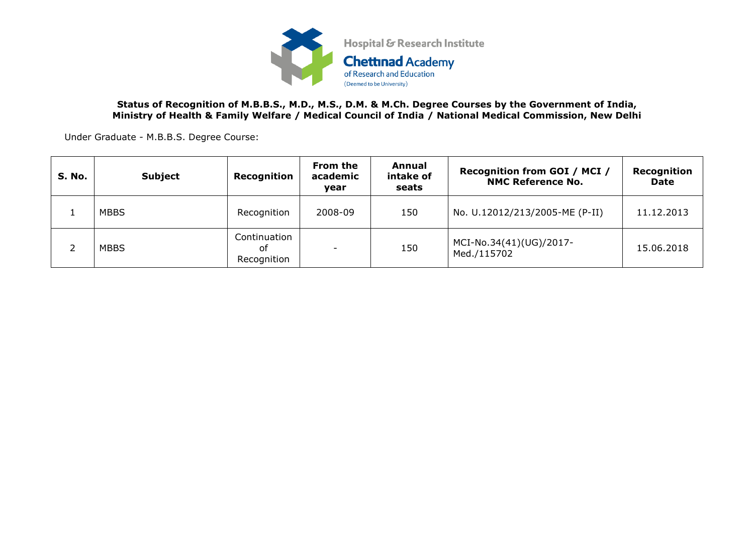Hospital & Research Institute

**Chettinad Academy**
of Research and Education
(Deemed to be University)

**Status of Recognition of M.B.B.S., M.D., M.S., D.M. & M.Ch. Degree Courses by the Government of India, Ministry of Health & Family Welfare / Medical Council of India / National Medical Commission, New Delhi**

Under Graduate - M.B.B.S. Degree Course:

| S. No. | Subject | Recognition | From the academic year | Annual intake of seats | Recognition from GOI / MCI / NMC Reference No. | Recognition Date |
|---|---|---|---|---|---|---|
| 1 | MBBS | Recognition | 2008-09 | 150 | No. U.12012/213/2005-ME (P-II) | 11.12.2013 |
| 2 | MBBS | Continuation of Recognition | - | 150 | MCI-No.34(41)(UG)/2017-Med./115702 | 15.06.2018 |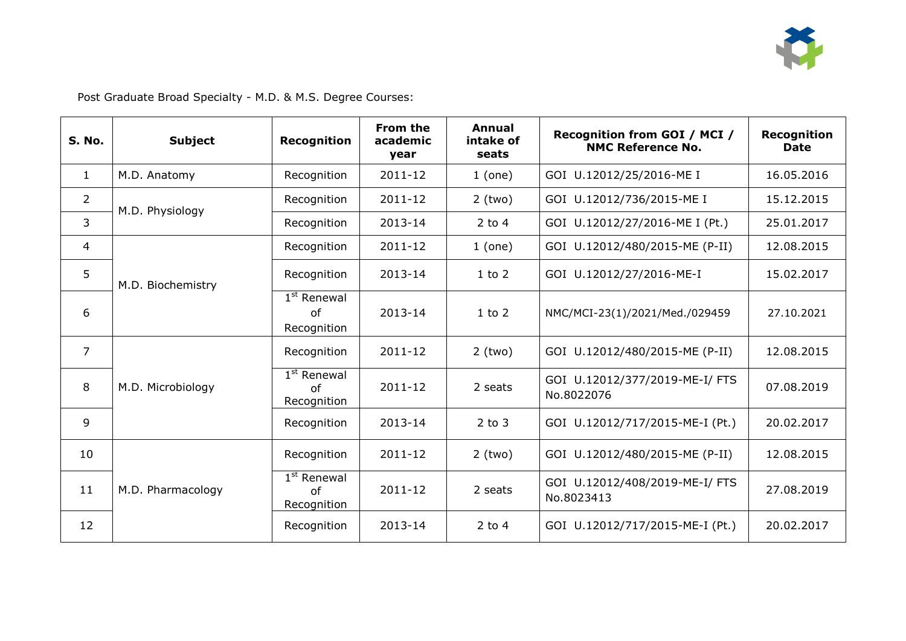Post Graduate Broad Specialty - M.D. & M.S. Degree Courses:

| S. No. | Subject | Recognition | From the academic year | Annual intake of seats | Recognition from GOI / MCI / NMC Reference No. | Recognition Date |
|---|---|---|---|---|---|---|
| 1 | M.D. Anatomy | Recognition | 2011-12 | 1 (one) | GOI U.12012/25/2016-ME I | 16.05.2016 |
| 2 | M.D. Physiology | Recognition | 2011-12 | 2 (two) | GOI U.12012/736/2015-ME I | 15.12.2015 |
| 3 | | Recognition | 2013-14 | 2 to 4 | GOI U.12012/27/2016-ME I (Pt.) | 25.01.2017 |
| 4 | M.D. Biochemistry | Recognition | 2011-12 | 1 (one) | GOI U.12012/480/2015-ME (P-II) | 12.08.2015 |
| 5 | | Recognition | 2013-14 | 1 to 2 | GOI U.12012/27/2016-ME-I | 15.02.2017 |
| 6 | | 1st Renewal of Recognition | 2013-14 | 1 to 2 | NMC/MCI-23(1)/2021/Med./029459 | 27.10.2021 |
| 7 | M.D. Microbiology | Recognition | 2011-12 | 2 (two) | GOI U.12012/480/2015-ME (P-II) | 12.08.2015 |
| 8 | | 1st Renewal of Recognition | 2011-12 | 2 seats | GOI U.12012/377/2019-ME-I/ FTS No.8022076 | 07.08.2019 |
| 9 | | Recognition | 2013-14 | 2 to 3 | GOI U.12012/717/2015-ME-I (Pt.) | 20.02.2017 |
| 10 | M.D. Pharmacology | Recognition | 2011-12 | 2 (two) | GOI U.12012/480/2015-ME (P-II) | 12.08.2015 |
| 11 | | 1st Renewal of Recognition | 2011-12 | 2 seats | GOI U.12012/408/2019-ME-I/ FTS No.8023413 | 27.08.2019 |
| 12 | | Recognition | 2013-14 | 2 to 4 | GOI U.12012/717/2015-ME-I (Pt.) | 20.02.2017 |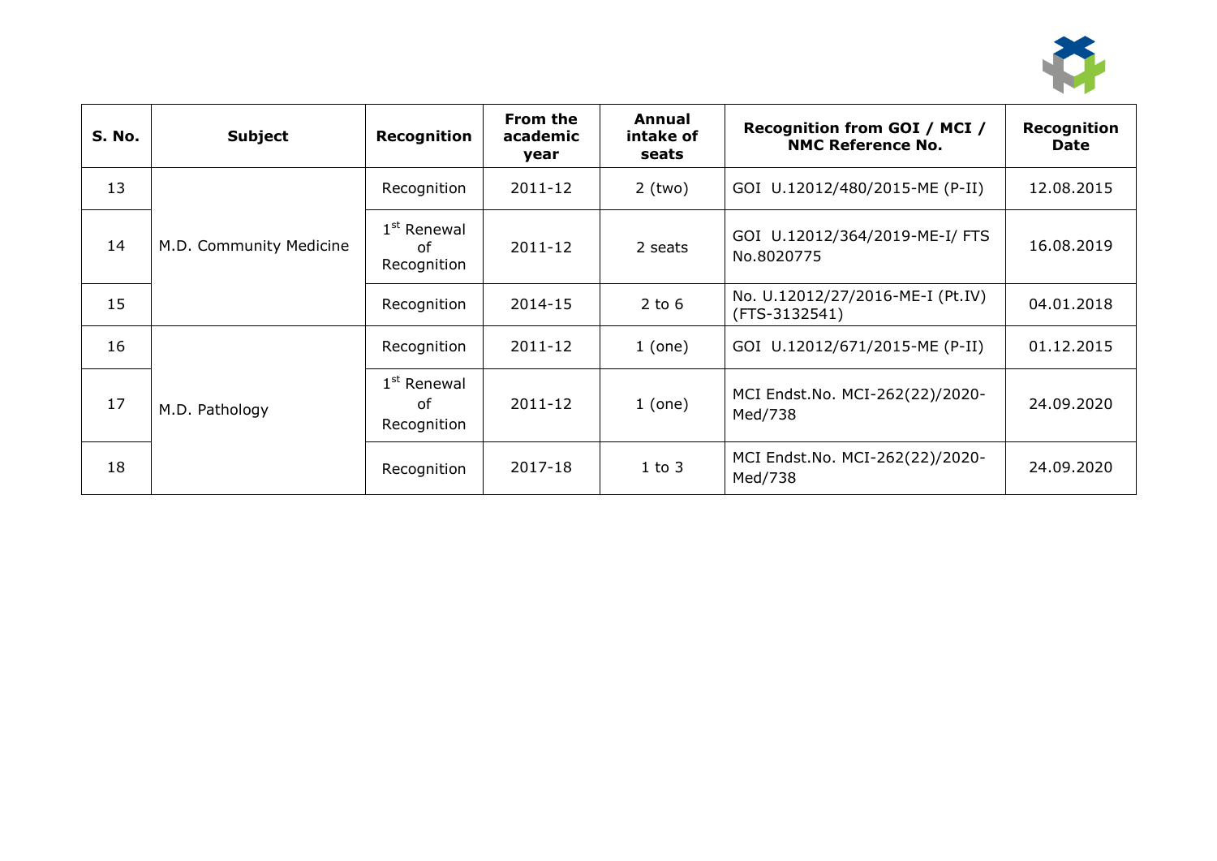| S. No. | Subject | Recognition | From the academic year | Annual intake of seats | Recognition from GOI / MCI / NMC Reference No. | Recognition Date |
|---|---|---|---|---|---|---|
| 13 | M.D. Community Medicine | Recognition | 2011-12 | 2 (two) | GOI U.12012/480/2015-ME (P-II) | 12.08.2015 |
| 14 | | 1st Renewal of Recognition | 2011-12 | 2 seats | GOI U.12012/364/2019-ME-I/ FTS No.8020775 | 16.08.2019 |
| 15 | | Recognition | 2014-15 | 2 to 6 | No. U.12012/27/2016-ME-I (Pt.IV) (FTS-3132541) | 04.01.2018 |
| 16 | M.D. Pathology | Recognition | 2011-12 | 1 (one) | GOI U.12012/671/2015-ME (P-II) | 01.12.2015 |
| 17 | | 1st Renewal of Recognition | 2011-12 | 1 (one) | MCI Endst.No. MCI-262(22)/2020-Med/738 | 24.09.2020 |
| 18 | | Recognition | 2017-18 | 1 to 3 | MCI Endst.No. MCI-262(22)/2020-Med/738 | 24.09.2020 |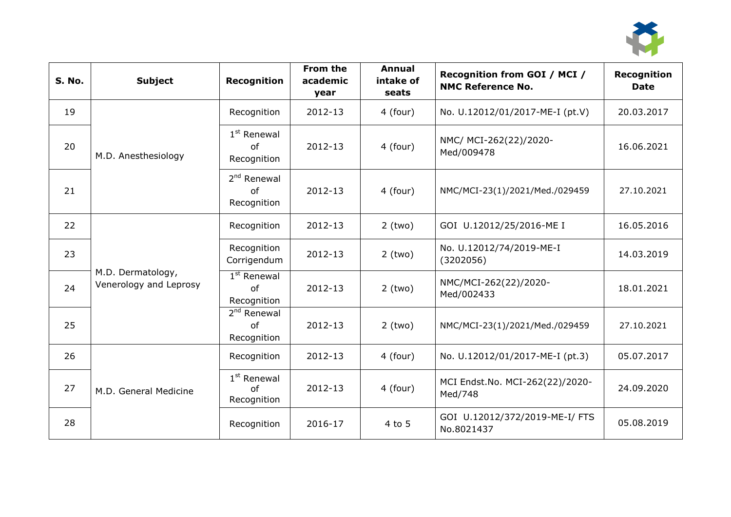| S. No. | Subject | Recognition | From the academic year | Annual intake of seats | Recognition from GOI / MCI / NMC Reference No. | Recognition Date |
|---|---|---|---|---|---|---|
| 19 | M.D. Anesthesiology | Recognition | 2012-13 | 4 (four) | No. U.12012/01/2017-ME-I (pt.V) | 20.03.2017 |
| 20 | | 1st Renewal of Recognition | 2012-13 | 4 (four) | NMC/ MCI-262(22)/2020-Med/009478 | 16.06.2021 |
| 21 | | 2nd Renewal of Recognition | 2012-13 | 4 (four) | NMC/MCI-23(1)/2021/Med./029459 | 27.10.2021 |
| 22 | M.D. Dermatology, Venerology and Leprosy | Recognition | 2012-13 | 2 (two) | GOI U.12012/25/2016-ME I | 16.05.2016 |
| 23 | | Recognition Corrigendum | 2012-13 | 2 (two) | No. U.12012/74/2019-ME-I (3202056) | 14.03.2019 |
| 24 | | 1st Renewal of Recognition | 2012-13 | 2 (two) | NMC/MCI-262(22)/2020-Med/002433 | 18.01.2021 |
| 25 | | 2nd Renewal of Recognition | 2012-13 | 2 (two) | NMC/MCI-23(1)/2021/Med./029459 | 27.10.2021 |
| 26 | M.D. General Medicine | Recognition | 2012-13 | 4 (four) | No. U.12012/01/2017-ME-I (pt.3) | 05.07.2017 |
| 27 | | 1st Renewal of Recognition | 2012-13 | 4 (four) | MCI Endst.No. MCI-262(22)/2020-Med/748 | 24.09.2020 |
| 28 | | Recognition | 2016-17 | 4 to 5 | GOI U.12012/372/2019-ME-I/ FTS No.8021437 | 05.08.2019 |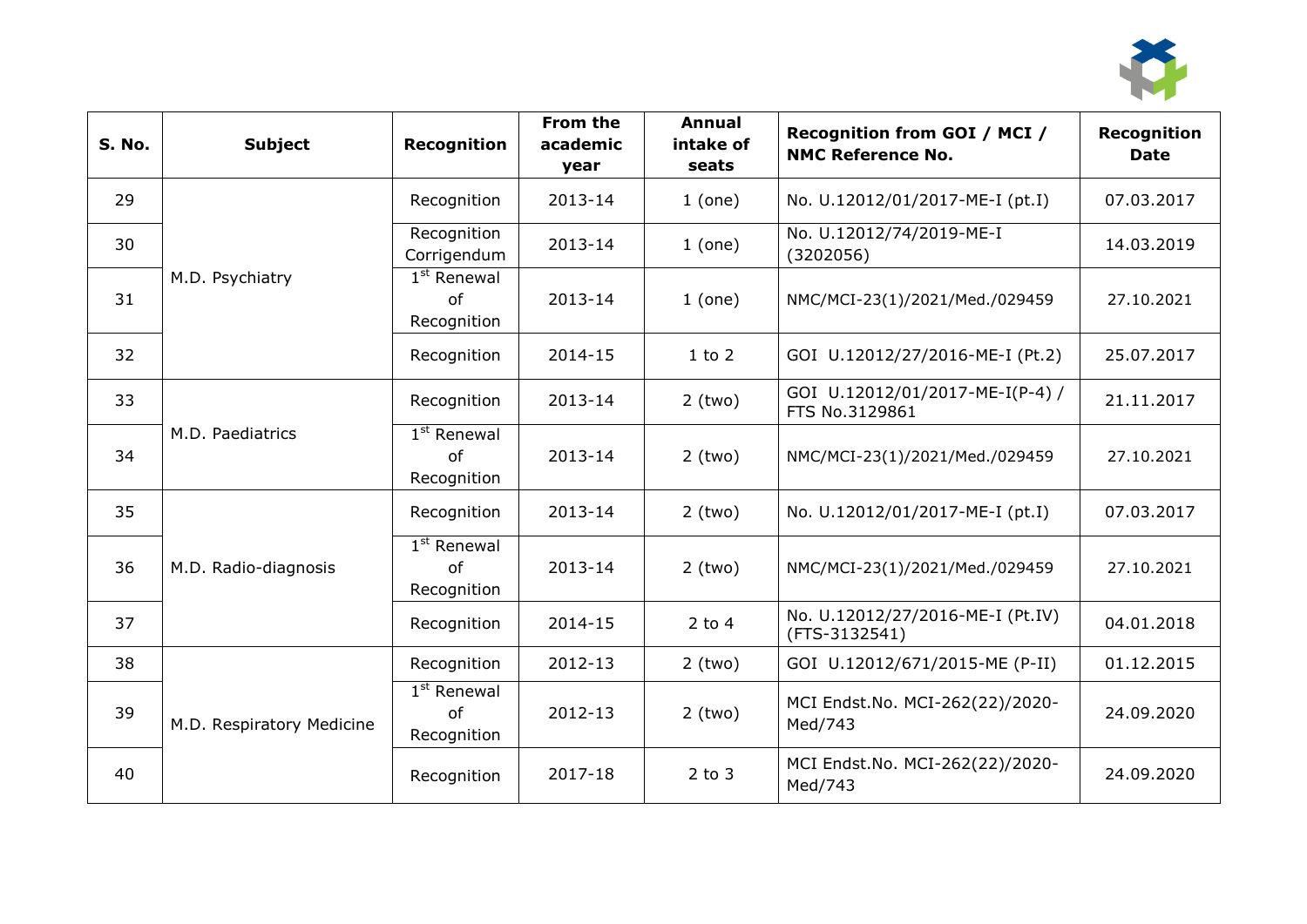| S. No. | Subject | Recognition | From the academic year | Annual intake of seats | Recognition from GOI / MCI / NMC Reference No. | Recognition Date |
|---|---|---|---|---|---|---|
| 29 | M.D. Psychiatry | Recognition | 2013-14 | 1 (one) | No. U.12012/01/2017-ME-I (pt.I) | 07.03.2017 |
| 30 | | Recognition Corrigendum | 2013-14 | 1 (one) | No. U.12012/74/2019-ME-I (3202056) | 14.03.2019 |
| 31 | | 1st Renewal of Recognition | 2013-14 | 1 (one) | NMC/MCI-23(1)/2021/Med./029459 | 27.10.2021 |
| 32 | | Recognition | 2014-15 | 1 to 2 | GOI U.12012/27/2016-ME-I (Pt.2) | 25.07.2017 |
| 33 | M.D. Paediatrics | Recognition | 2013-14 | 2 (two) | GOI U.12012/01/2017-ME-I(P-4) / FTS No.3129861 | 21.11.2017 |
| 34 | | 1st Renewal of Recognition | 2013-14 | 2 (two) | NMC/MCI-23(1)/2021/Med./029459 | 27.10.2021 |
| 35 | M.D. Radio-diagnosis | Recognition | 2013-14 | 2 (two) | No. U.12012/01/2017-ME-I (pt.I) | 07.03.2017 |
| 36 | | 1st Renewal of Recognition | 2013-14 | 2 (two) | NMC/MCI-23(1)/2021/Med./029459 | 27.10.2021 |
| 37 | | Recognition | 2014-15 | 2 to 4 | No. U.12012/27/2016-ME-I (Pt.IV) (FTS-3132541) | 04.01.2018 |
| 38 | M.D. Respiratory Medicine | Recognition | 2012-13 | 2 (two) | GOI U.12012/671/2015-ME (P-II) | 01.12.2015 |
| 39 | | 1st Renewal of Recognition | 2012-13 | 2 (two) | MCI Endst.No. MCI-262(22)/2020-Med/743 | 24.09.2020 |
| 40 | | Recognition | 2017-18 | 2 to 3 | MCI Endst.No. MCI-262(22)/2020-Med/743 | 24.09.2020 |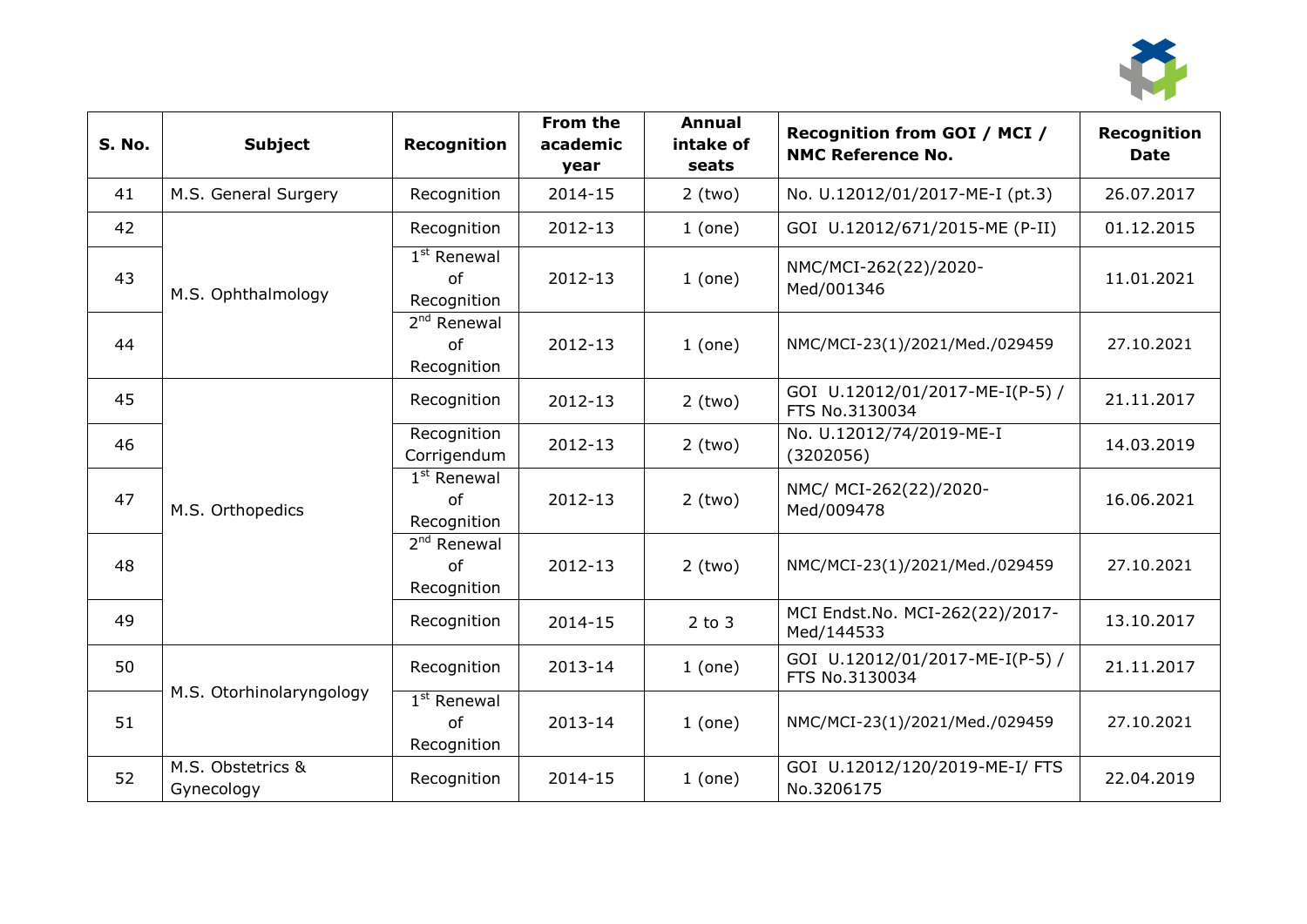| S. No. | Subject | Recognition | From the academic year | Annual intake of seats | Recognition from GOI / MCI / NMC Reference No. | Recognition Date |
|---|---|---|---|---|---|---|
| 41 | M.S. General Surgery | Recognition | 2014-15 | 2 (two) | No. U.12012/01/2017-ME-I (pt.3) | 26.07.2017 |
| 42 | M.S. Ophthalmology | Recognition | 2012-13 | 1 (one) | GOI U.12012/671/2015-ME (P-II) | 01.12.2015 |
| 43 | | 1st Renewal of Recognition | 2012-13 | 1 (one) | NMC/MCI-262(22)/2020-Med/001346 | 11.01.2021 |
| 44 | | 2nd Renewal of Recognition | 2012-13 | 1 (one) | NMC/MCI-23(1)/2021/Med./029459 | 27.10.2021 |
| 45 | M.S. Orthopedics | Recognition | 2012-13 | 2 (two) | GOI U.12012/01/2017-ME-I(P-5) / FTS No.3130034 | 21.11.2017 |
| 46 | | Recognition Corrigendum | 2012-13 | 2 (two) | No. U.12012/74/2019-ME-I (3202056) | 14.03.2019 |
| 47 | | 1st Renewal of Recognition | 2012-13 | 2 (two) | NMC/ MCI-262(22)/2020-Med/009478 | 16.06.2021 |
| 48 | | 2nd Renewal of Recognition | 2012-13 | 2 (two) | NMC/MCI-23(1)/2021/Med./029459 | 27.10.2021 |
| 49 | | Recognition | 2014-15 | 2 to 3 | MCI Endst.No. MCI-262(22)/2017-Med/144533 | 13.10.2017 |
| 50 | M.S. Otorhinolaryngology | Recognition | 2013-14 | 1 (one) | GOI U.12012/01/2017-ME-I(P-5) / FTS No.3130034 | 21.11.2017 |
| 51 | | 1st Renewal of Recognition | 2013-14 | 1 (one) | NMC/MCI-23(1)/2021/Med./029459 | 27.10.2021 |
| 52 | M.S. Obstetrics & Gynecology | Recognition | 2014-15 | 1 (one) | GOI U.12012/120/2019-ME-I/ FTS No.3206175 | 22.04.2019 |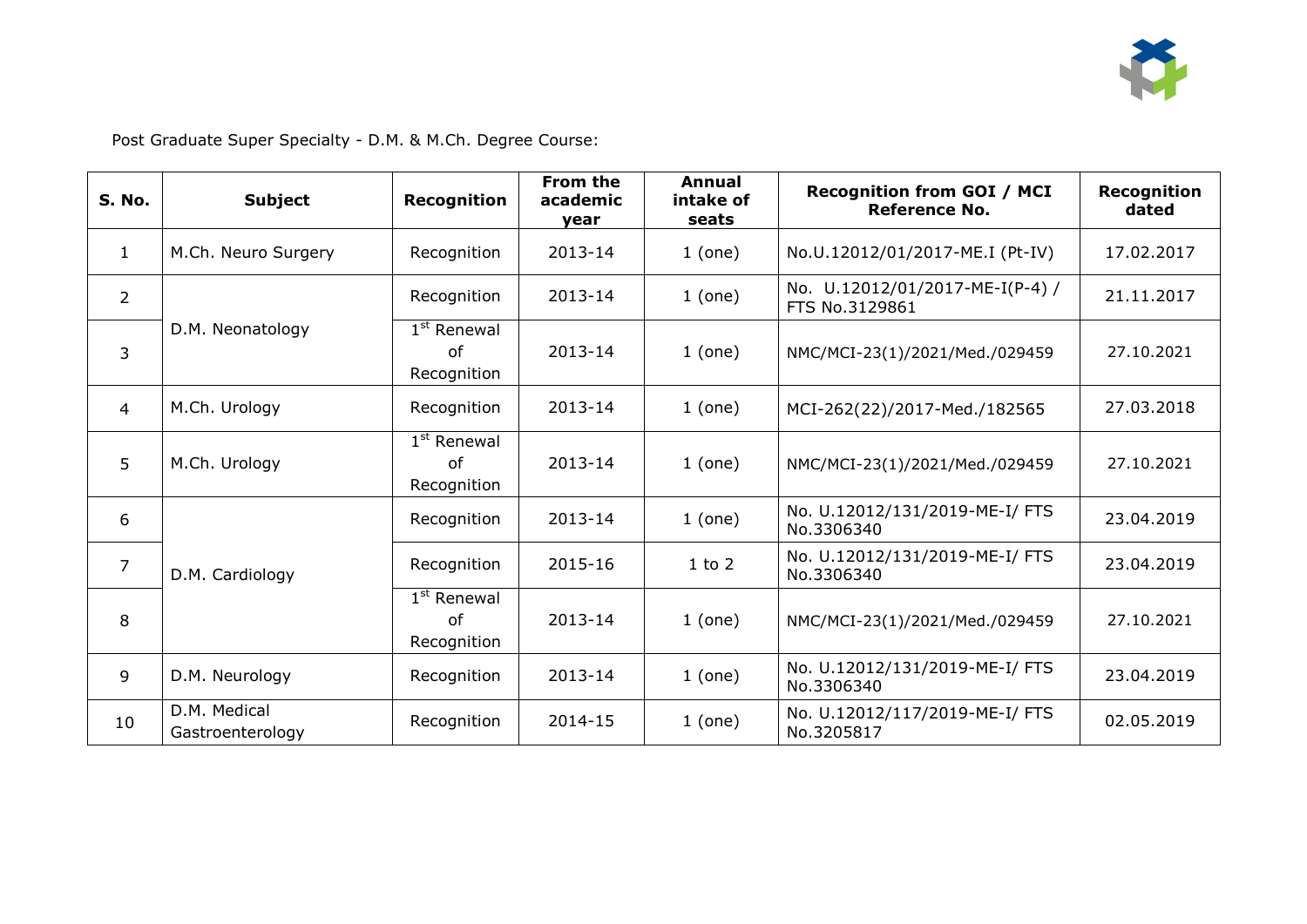Post Graduate Super Specialty - D.M. & M.Ch. Degree Course:

| S. No. | Subject | Recognition | From the academic year | Annual intake of seats | Recognition from GOI / MCI Reference No. | Recognition dated |
|---|---|---|---|---|---|---|
| 1 | M.Ch. Neuro Surgery | Recognition | 2013-14 | 1 (one) | No.U.12012/01/2017-ME.I (Pt-IV) | 17.02.2017 |
| 2 | D.M. Neonatology | Recognition | 2013-14 | 1 (one) | No. U.12012/01/2017-ME-I(P-4) / FTS No.3129861 | 21.11.2017 |
| 3 | | 1st Renewal of Recognition | 2013-14 | 1 (one) | NMC/MCI-23(1)/2021/Med./029459 | 27.10.2021 |
| 4 | M.Ch. Urology | Recognition | 2013-14 | 1 (one) | MCI-262(22)/2017-Med./182565 | 27.03.2018 |
| 5 | M.Ch. Urology | 1st Renewal of Recognition | 2013-14 | 1 (one) | NMC/MCI-23(1)/2021/Med./029459 | 27.10.2021 |
| 6 | D.M. Cardiology | Recognition | 2013-14 | 1 (one) | No. U.12012/131/2019-ME-I/ FTS No.3306340 | 23.04.2019 |
| 7 | | Recognition | 2015-16 | 1 to 2 | No. U.12012/131/2019-ME-I/ FTS No.3306340 | 23.04.2019 |
| 8 | | 1st Renewal of Recognition | 2013-14 | 1 (one) | NMC/MCI-23(1)/2021/Med./029459 | 27.10.2021 |
| 9 | D.M. Neurology | Recognition | 2013-14 | 1 (one) | No. U.12012/131/2019-ME-I/ FTS No.3306340 | 23.04.2019 |
| 10 | D.M. Medical Gastroenterology | Recognition | 2014-15 | 1 (one) | No. U.12012/117/2019-ME-I/ FTS No.3205817 | 02.05.2019 |